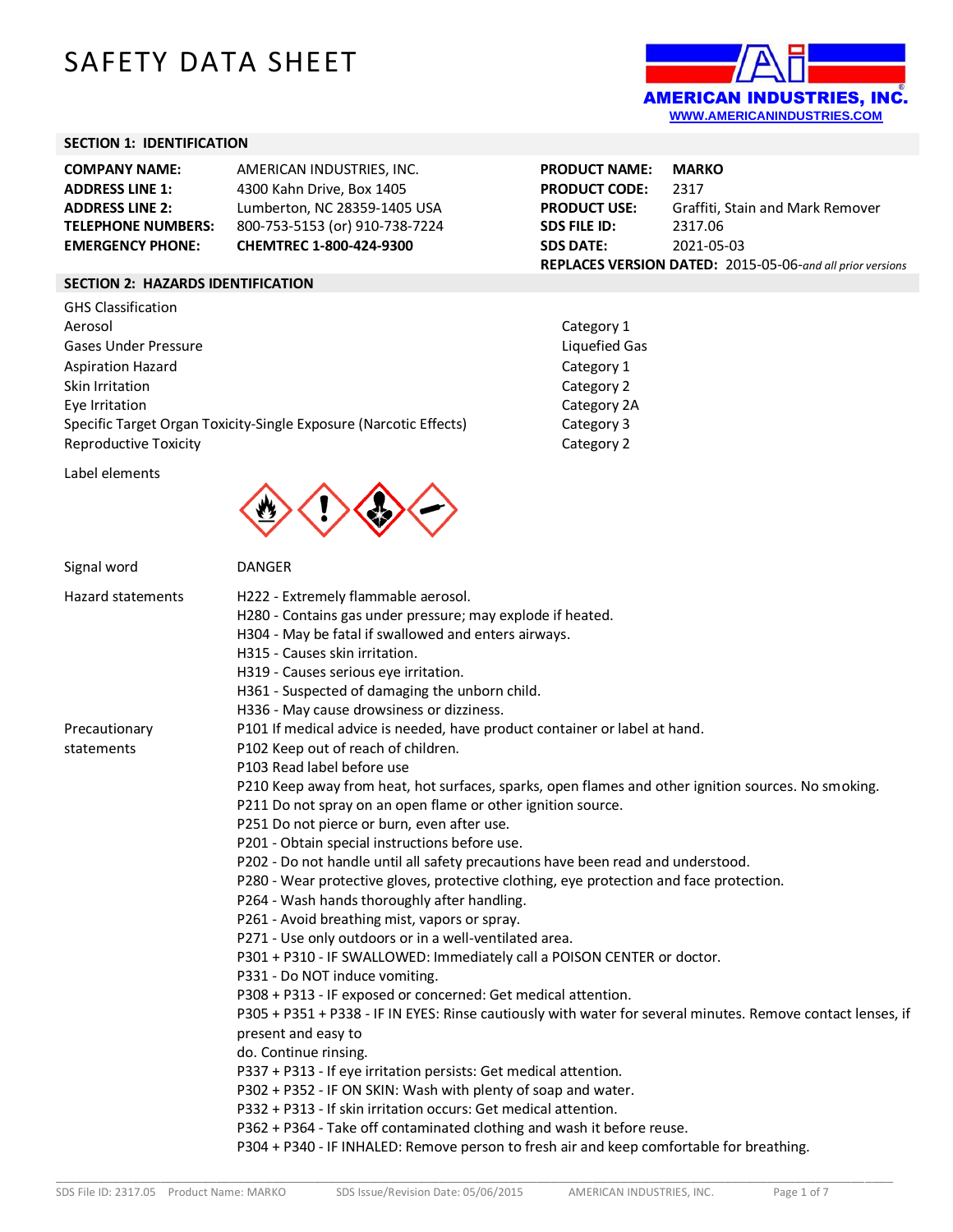# SAFETY DATA SHEET

AMERICAN INDUSTRIES, INC.
WWW.AMERICANINDUSTRIES.COM

## SECTION 1: IDENTIFICATION

| | |
|---|---|
| **COMPANY NAME:** | AMERICAN INDUSTRIES, INC. |
| **ADDRESS LINE 1:** | 4300 Kahn Drive, Box 1405 |
| **ADDRESS LINE 2:** | Lumberton, NC 28359-1405 USA |
| **TELEPHONE NUMBERS:** | 800-753-5153 (or) 910-738-7224 |
| **EMERGENCY PHONE:** | **CHEMTREC 1-800-424-9300** |

| | |
|---|---|
| **PRODUCT NAME:** | **MARKO** |
| **PRODUCT CODE:** | 2317 |
| **PRODUCT USE:** | Graffiti, Stain and Mark Remover |
| **SDS FILE ID:** | 2317.06 |
| **SDS DATE:** | 2021-05-03 |

**REPLACES VERSION DATED:** 2015-05-06-*and all prior versions*

## SECTION 2: HAZARDS IDENTIFICATION

GHS Classification

| | |
|---|---|
| Aerosol | Category 1 |
| Gases Under Pressure | Liquefied Gas |
| Aspiration Hazard | Category 1 |
| Skin Irritation | Category 2 |
| Eye Irritation | Category 2A |
| Specific Target Organ Toxicity-Single Exposure (Narcotic Effects) | Category 3 |
| Reproductive Toxicity | Category 2 |

Label elements

Signal word: DANGER

Hazard statements

H222 - Extremely flammable aerosol.
H280 - Contains gas under pressure; may explode if heated.
H304 - May be fatal if swallowed and enters airways.
H315 - Causes skin irritation.
H319 - Causes serious eye irritation.
H361 - Suspected of damaging the unborn child.
H336 - May cause drowsiness or dizziness.

Precautionary statements

P101 If medical advice is needed, have product container or label at hand.
P102 Keep out of reach of children.
P103 Read label before use
P210 Keep away from heat, hot surfaces, sparks, open flames and other ignition sources. No smoking.
P211 Do not spray on an open flame or other ignition source.
P251 Do not pierce or burn, even after use.
P201 - Obtain special instructions before use.
P202 - Do not handle until all safety precautions have been read and understood.
P280 - Wear protective gloves, protective clothing, eye protection and face protection.
P264 - Wash hands thoroughly after handling.
P261 - Avoid breathing mist, vapors or spray.
P271 - Use only outdoors or in a well-ventilated area.
P301 + P310 - IF SWALLOWED: Immediately call a POISON CENTER or doctor.
P331 - Do NOT induce vomiting.
P308 + P313 - IF exposed or concerned: Get medical attention.
P305 + P351 + P338 - IF IN EYES: Rinse cautiously with water for several minutes. Remove contact lenses, if present and easy to do. Continue rinsing.
P337 + P313 - If eye irritation persists: Get medical attention.
P302 + P352 - IF ON SKIN: Wash with plenty of soap and water.
P332 + P313 - If skin irritation occurs: Get medical attention.
P362 + P364 - Take off contaminated clothing and wash it before reuse.
P304 + P340 - IF INHALED: Remove person to fresh air and keep comfortable for breathing.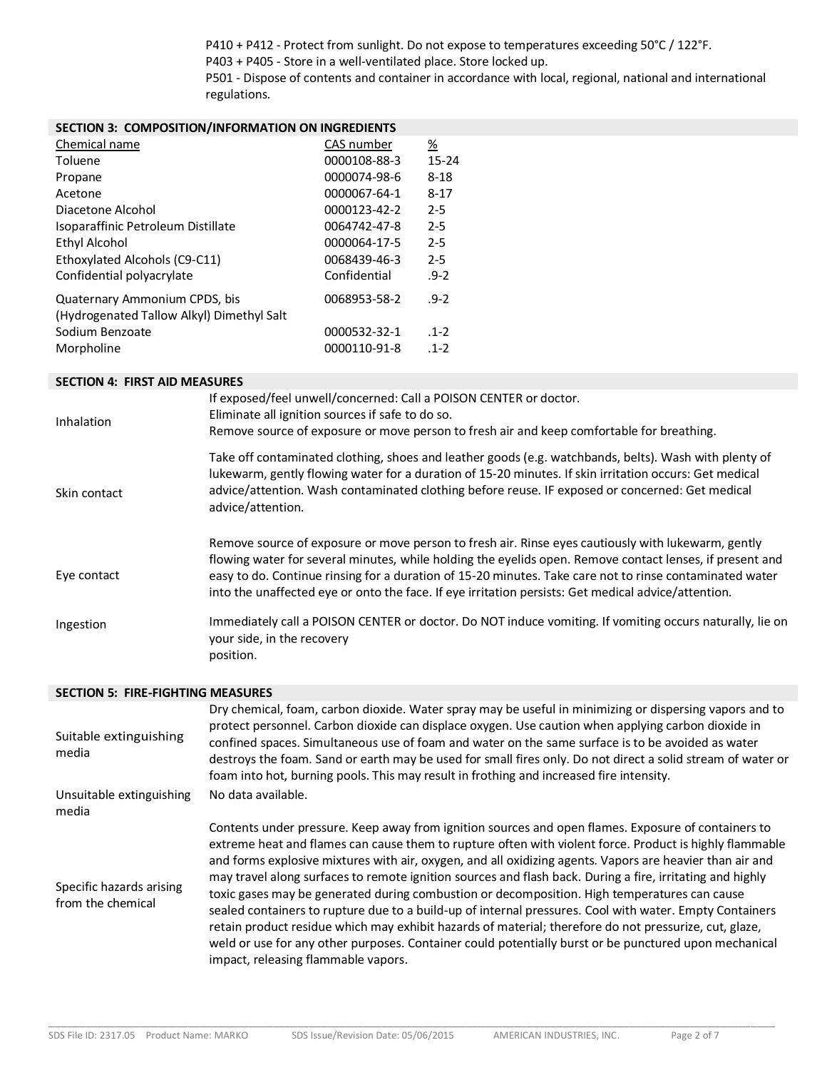P410 + P412 - Protect from sunlight. Do not expose to temperatures exceeding 50°C / 122°F.
P403 + P405 - Store in a well-ventilated place. Store locked up.
P501 - Dispose of contents and container in accordance with local, regional, national and international regulations.

## SECTION 3: COMPOSITION/INFORMATION ON INGREDIENTS

| Chemical name | CAS number | % |
|---|---|---|
| Toluene | 0000108-88-3 | 15-24 |
| Propane | 0000074-98-6 | 8-18 |
| Acetone | 0000067-64-1 | 8-17 |
| Diacetone Alcohol | 0000123-42-2 | 2-5 |
| Isoparaffinic Petroleum Distillate | 0064742-47-8 | 2-5 |
| Ethyl Alcohol | 0000064-17-5 | 2-5 |
| Ethoxylated Alcohols (C9-C11) | 0068439-46-3 | 2-5 |
| Confidential polyacrylate | Confidential | .9-2 |
| Quaternary Ammonium CPDS, bis (Hydrogenated Tallow Alkyl) Dimethyl Salt | 0068953-58-2 | .9-2 |
| Sodium Benzoate | 0000532-32-1 | .1-2 |
| Morpholine | 0000110-91-8 | .1-2 |

## SECTION 4: FIRST AID MEASURES

| | |
|---|---|
| Inhalation | If exposed/feel unwell/concerned: Call a POISON CENTER or doctor. Eliminate all ignition sources if safe to do so. Remove source of exposure or move person to fresh air and keep comfortable for breathing. |
| Skin contact | Take off contaminated clothing, shoes and leather goods (e.g. watchbands, belts). Wash with plenty of lukewarm, gently flowing water for a duration of 15-20 minutes. If skin irritation occurs: Get medical advice/attention. Wash contaminated clothing before reuse. IF exposed or concerned: Get medical advice/attention. |
| Eye contact | Remove source of exposure or move person to fresh air. Rinse eyes cautiously with lukewarm, gently flowing water for several minutes, while holding the eyelids open. Remove contact lenses, if present and easy to do. Continue rinsing for a duration of 15-20 minutes. Take care not to rinse contaminated water into the unaffected eye or onto the face. If eye irritation persists: Get medical advice/attention. |
| Ingestion | Immediately call a POISON CENTER or doctor. Do NOT induce vomiting. If vomiting occurs naturally, lie on your side, in the recovery position. |

## SECTION 5: FIRE-FIGHTING MEASURES

| | |
|---|---|
| Suitable extinguishing media | Dry chemical, foam, carbon dioxide. Water spray may be useful in minimizing or dispersing vapors and to protect personnel. Carbon dioxide can displace oxygen. Use caution when applying carbon dioxide in confined spaces. Simultaneous use of foam and water on the same surface is to be avoided as water destroys the foam. Sand or earth may be used for small fires only. Do not direct a solid stream of water or foam into hot, burning pools. This may result in frothing and increased fire intensity. |
| Unsuitable extinguishing media | No data available. |
| Specific hazards arising from the chemical | Contents under pressure. Keep away from ignition sources and open flames. Exposure of containers to extreme heat and flames can cause them to rupture often with violent force. Product is highly flammable and forms explosive mixtures with air, oxygen, and all oxidizing agents. Vapors are heavier than air and may travel along surfaces to remote ignition sources and flash back. During a fire, irritating and highly toxic gases may be generated during combustion or decomposition. High temperatures can cause sealed containers to rupture due to a build-up of internal pressures. Cool with water. Empty Containers retain product residue which may exhibit hazards of material; therefore do not pressurize, cut, glaze, weld or use for any other purposes. Container could potentially burst or be punctured upon mechanical impact, releasing flammable vapors. |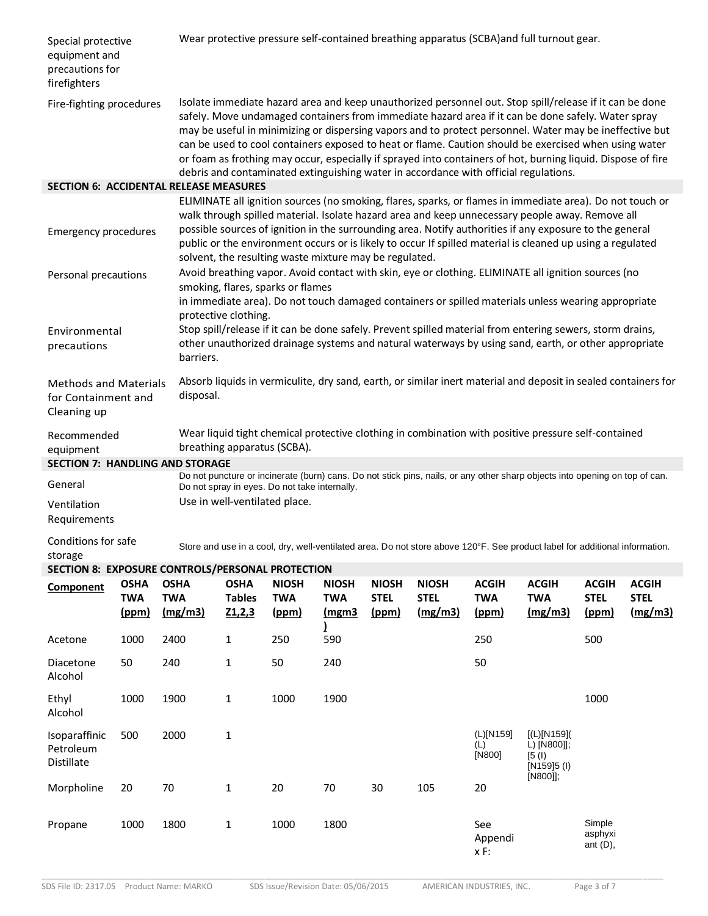| | |
|---|---|
| Special protective equipment and precautions for firefighters | Wear protective pressure self-contained breathing apparatus (SCBA)and full turnout gear. |
| Fire-fighting procedures | Isolate immediate hazard area and keep unauthorized personnel out. Stop spill/release if it can be done safely. Move undamaged containers from immediate hazard area if it can be done safely. Water spray may be useful in minimizing or dispersing vapors and to protect personnel. Water may be ineffective but can be used to cool containers exposed to heat or flame. Caution should be exercised when using water or foam as frothing may occur, especially if sprayed into containers of hot, burning liquid. Dispose of fire debris and contaminated extinguishing water in accordance with official regulations. |

## SECTION 6: ACCIDENTAL RELEASE MEASURES

| | |
|---|---|
| Emergency procedures | ELIMINATE all ignition sources (no smoking, flares, sparks, or flames in immediate area). Do not touch or walk through spilled material. Isolate hazard area and keep unnecessary people away. Remove all possible sources of ignition in the surrounding area. Notify authorities if any exposure to the general public or the environment occurs or is likely to occur If spilled material is cleaned up using a regulated solvent, the resulting waste mixture may be regulated. |
| Personal precautions | Avoid breathing vapor. Avoid contact with skin, eye or clothing. ELIMINATE all ignition sources (no smoking, flares, sparks or flames in immediate area). Do not touch damaged containers or spilled materials unless wearing appropriate protective clothing. |
| Environmental precautions | Stop spill/release if it can be done safely. Prevent spilled material from entering sewers, storm drains, other unauthorized drainage systems and natural waterways by using sand, earth, or other appropriate barriers. |
| Methods and Materials for Containment and Cleaning up | Absorb liquids in vermiculite, dry sand, earth, or similar inert material and deposit in sealed containers for disposal. |
| Recommended equipment | Wear liquid tight chemical protective clothing in combination with positive pressure self-contained breathing apparatus (SCBA). |

## SECTION 7: HANDLING AND STORAGE

| | |
|---|---|
| General | Do not puncture or incinerate (burn) cans. Do not stick pins, nails, or any other sharp objects into opening on top of can. Do not spray in eyes. Do not take internally. |
| Ventilation Requirements | Use in well-ventilated place. |
| Conditions for safe storage | Store and use in a cool, dry, well-ventilated area. Do not store above 120°F. See product label for additional information. |

## SECTION 8: EXPOSURE CONTROLS/PERSONAL PROTECTION

| Component | OSHA TWA (ppm) | OSHA TWA (mg/m3) | OSHA Tables Z1,2,3 | NIOSH TWA (ppm) | NIOSH TWA (mgm3) | NIOSH STEL (ppm) | NIOSH STEL (mg/m3) | ACGIH TWA (ppm) | ACGIH TWA (mg/m3) | ACGIH STEL (ppm) | ACGIH STEL (mg/m3) |
|---|---|---|---|---|---|---|---|---|---|---|---|
| Acetone | 1000 | 2400 | 1 | 250 | 590 | | | 250 | | 500 | |
| Diacetone Alcohol | 50 | 240 | 1 | 50 | 240 | | | 50 | | | |
| Ethyl Alcohol | 1000 | 1900 | 1 | 1000 | 1900 | | | | | 1000 | |
| Isoparaffinic Petroleum Distillate | 500 | 2000 | 1 | | | | | (L)[N159] (L) [N800] | [(L)[N159](L) [N800]]; [5 (I) [N159]5 (I) [N800]]; | | |
| Morpholine | 20 | 70 | 1 | 20 | 70 | 30 | 105 | 20 | | | |
| Propane | 1000 | 1800 | 1 | 1000 | 1800 | | | See Appendix F: | | Simple asphyxiant (D), | |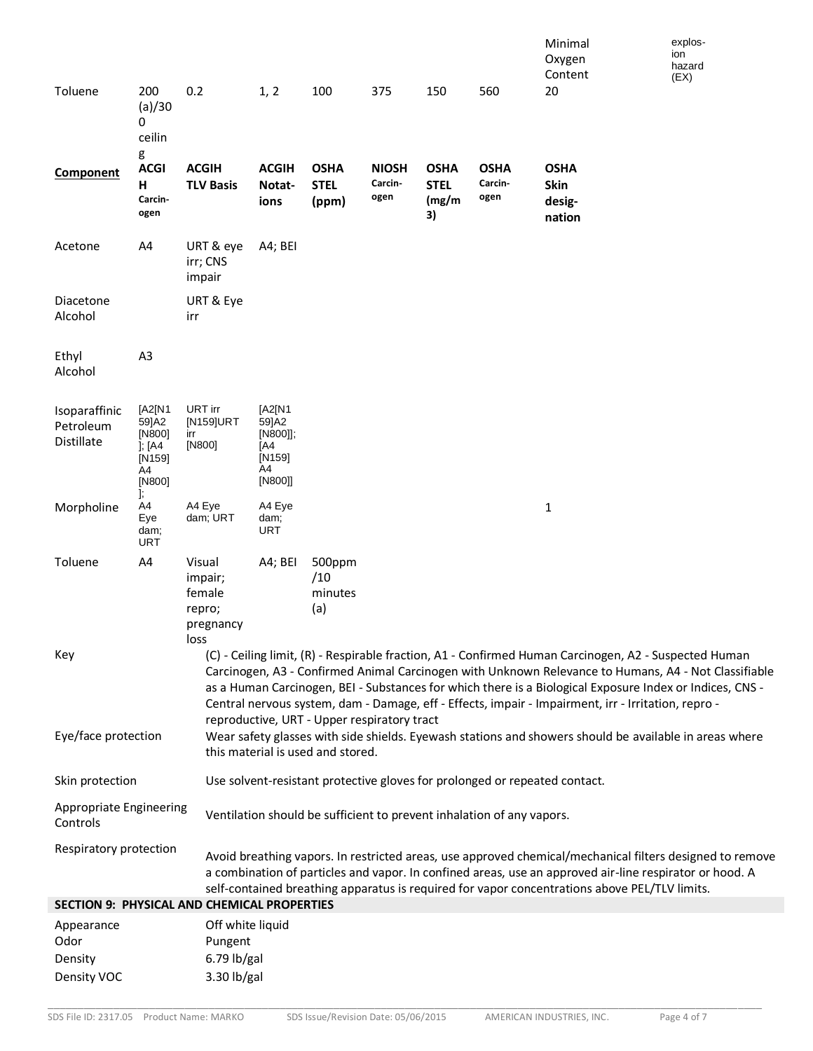| | | | | | | | | Minimal Oxygen Content | explosion hazard (EX) |
|---|---|---|---|---|---|---|---|---|---|
| Toluene | 200 (a)/300 ceiling | 0.2 | 1, 2 | 100 | 375 | 150 | 560 | 20 | |

| Component | ACGIH Carcinogen | ACGIH TLV Basis | ACGIH Notations | OSHA STEL (ppm) | NIOSH Carcinogen | OSHA STEL (mg/m3) | OSHA Carcinogen | OSHA Skin designation |
|---|---|---|---|---|---|---|---|---|
| Acetone | A4 | URT & eye irr; CNS impair | A4; BEI | | | | | |
| Diacetone Alcohol | | URT & Eye irr | | | | | | |
| Ethyl Alcohol | A3 | | | | | | | |
| Isoparaffinic Petroleum Distillate | [A2[N159]A2 [N800] ]; [A4 [N159] A4 [N800] ]; | URT irr [N159]URT irr [N800] | [A2[N159]A2 [N800]]; [A4 [N159] A4 [N800]] | | | | | |
| Morpholine | A4 Eye dam; URT | A4 Eye dam; URT | A4 Eye dam; URT | | | | | 1 |
| Toluene | A4 | Visual impair; female repro; pregnancy loss | A4; BEI | 500ppm /10 minutes (a) | | | | |

**Key** (C) - Ceiling limit, (R) - Respirable fraction, A1 - Confirmed Human Carcinogen, A2 - Suspected Human Carcinogen, A3 - Confirmed Animal Carcinogen with Unknown Relevance to Humans, A4 - Not Classifiable as a Human Carcinogen, BEI - Substances for which there is a Biological Exposure Index or Indices, CNS - Central nervous system, dam - Damage, eff - Effects, impair - Impairment, irr - Irritation, repro - reproductive, URT - Upper respiratory tract

**Eye/face protection** Wear safety glasses with side shields. Eyewash stations and showers should be available in areas where this material is used and stored.

**Skin protection** Use solvent-resistant protective gloves for prolonged or repeated contact.

**Appropriate Engineering Controls** Ventilation should be sufficient to prevent inhalation of any vapors.

**Respiratory protection** Avoid breathing vapors. In restricted areas, use approved chemical/mechanical filters designed to remove a combination of particles and vapor. In confined areas, use an approved air-line respirator or hood. A self-contained breathing apparatus is required for vapor concentrations above PEL/TLV limits.

## SECTION 9: PHYSICAL AND CHEMICAL PROPERTIES

| | |
|---|---|
| Appearance | Off white liquid |
| Odor | Pungent |
| Density | 6.79 lb/gal |
| Density VOC | 3.30 lb/gal |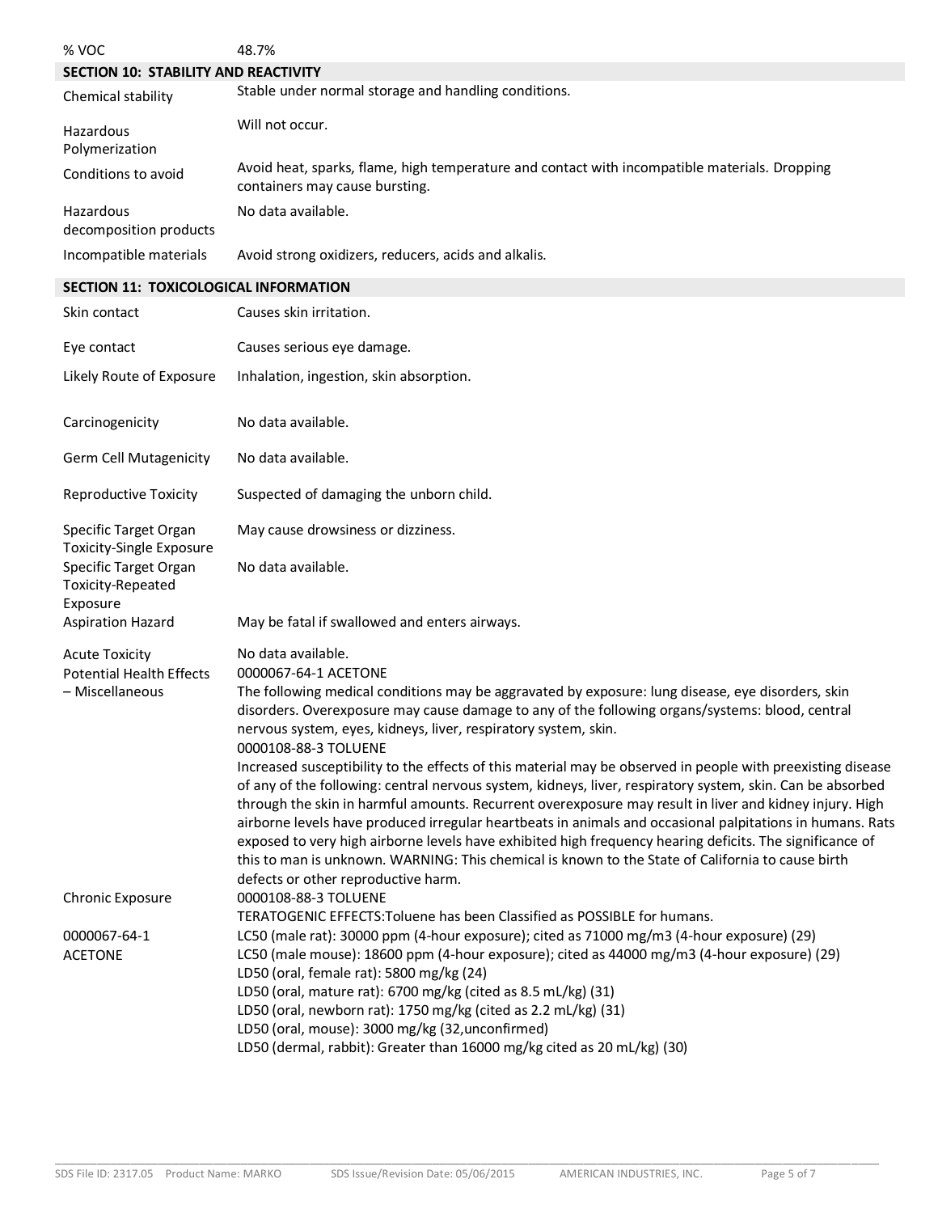| % VOC | 48.7% |
|---|---|

## SECTION 10: STABILITY AND REACTIVITY

| | |
|---|---|
| Chemical stability | Stable under normal storage and handling conditions. |
| Hazardous Polymerization | Will not occur. |
| Conditions to avoid | Avoid heat, sparks, flame, high temperature and contact with incompatible materials. Dropping containers may cause bursting. |
| Hazardous decomposition products | No data available. |
| Incompatible materials | Avoid strong oxidizers, reducers, acids and alkalis. |

## SECTION 11: TOXICOLOGICAL INFORMATION

| | |
|---|---|
| Skin contact | Causes skin irritation. |
| Eye contact | Causes serious eye damage. |
| Likely Route of Exposure | Inhalation, ingestion, skin absorption. |
| Carcinogenicity | No data available. |
| Germ Cell Mutagenicity | No data available. |
| Reproductive Toxicity | Suspected of damaging the unborn child. |
| Specific Target Organ Toxicity-Single Exposure | May cause drowsiness or dizziness. |
| Specific Target Organ Toxicity-Repeated Exposure | No data available. |
| Aspiration Hazard | May be fatal if swallowed and enters airways. |
| Acute Toxicity | No data available. |
| Potential Health Effects – Miscellaneous | 0000067-64-1 ACETONE<br>The following medical conditions may be aggravated by exposure: lung disease, eye disorders, skin disorders. Overexposure may cause damage to any of the following organs/systems: blood, central nervous system, eyes, kidneys, liver, respiratory system, skin.<br>0000108-88-3 TOLUENE<br>Increased susceptibility to the effects of this material may be observed in people with preexisting disease of any of the following: central nervous system, kidneys, liver, respiratory system, skin. Can be absorbed through the skin in harmful amounts. Recurrent overexposure may result in liver and kidney injury. High airborne levels have produced irregular heartbeats in animals and occasional palpitations in humans. Rats exposed to very high airborne levels have exhibited high frequency hearing deficits. The significance of this to man is unknown. WARNING: This chemical is known to the State of California to cause birth defects or other reproductive harm. |
| Chronic Exposure | 0000108-88-3 TOLUENE<br>TERATOGENIC EFFECTS:Toluene has been Classified as POSSIBLE for humans. |
| 0000067-64-1 ACETONE | LC50 (male rat): 30000 ppm (4-hour exposure); cited as 71000 mg/m3 (4-hour exposure) (29)<br>LC50 (male mouse): 18600 ppm (4-hour exposure); cited as 44000 mg/m3 (4-hour exposure) (29)<br>LD50 (oral, female rat): 5800 mg/kg (24)<br>LD50 (oral, mature rat): 6700 mg/kg (cited as 8.5 mL/kg) (31)<br>LD50 (oral, newborn rat): 1750 mg/kg (cited as 2.2 mL/kg) (31)<br>LD50 (oral, mouse): 3000 mg/kg (32,unconfirmed)<br>LD50 (dermal, rabbit): Greater than 16000 mg/kg cited as 20 mL/kg) (30) |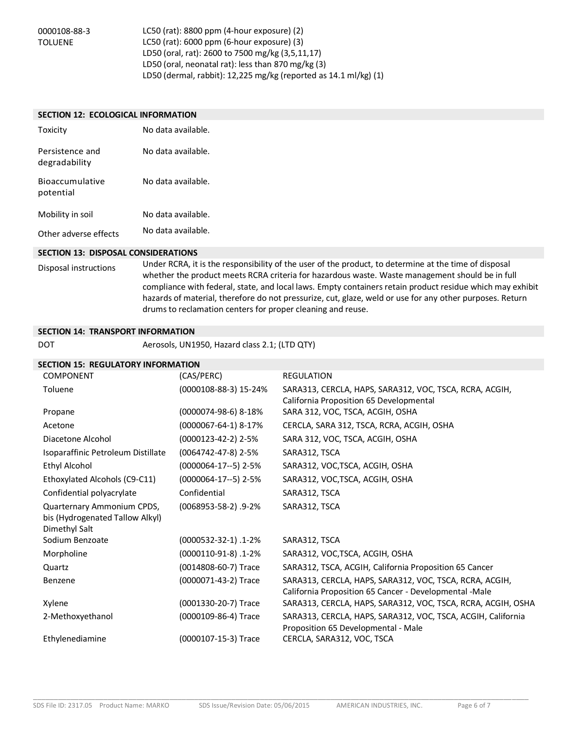| | |
|---|---|
| 0000108-88-3<br>TOLUENE | LC50 (rat): 8800 ppm (4-hour exposure) (2)<br>LC50 (rat): 6000 ppm (6-hour exposure) (3)<br>LD50 (oral, rat): 2600 to 7500 mg/kg (3,5,11,17)<br>LD50 (oral, neonatal rat): less than 870 mg/kg (3)<br>LD50 (dermal, rabbit): 12,225 mg/kg (reported as 14.1 ml/kg) (1) |

## SECTION 12: ECOLOGICAL INFORMATION

| | |
|---|---|
| Toxicity | No data available. |
| Persistence and degradability | No data available. |
| Bioaccumulative potential | No data available. |
| Mobility in soil | No data available. |
| Other adverse effects | No data available. |

## SECTION 13: DISPOSAL CONSIDERATIONS

| | |
|---|---|
| Disposal instructions | Under RCRA, it is the responsibility of the user of the product, to determine at the time of disposal whether the product meets RCRA criteria for hazardous waste. Waste management should be in full compliance with federal, state, and local laws. Empty containers retain product residue which may exhibit hazards of material, therefore do not pressurize, cut, glaze, weld or use for any other purposes. Return drums to reclamation centers for proper cleaning and reuse. |

## SECTION 14: TRANSPORT INFORMATION

| | |
|---|---|
| DOT | Aerosols, UN1950, Hazard class 2.1; (LTD QTY) |

## SECTION 15: REGULATORY INFORMATION

| COMPONENT | (CAS/PERC) | REGULATION |
|---|---|---|
| Toluene | (0000108-88-3) 15-24% | SARA313, CERCLA, HAPS, SARA312, VOC, TSCA, RCRA, ACGIH, California Proposition 65 Developmental |
| Propane | (0000074-98-6) 8-18% | SARA 312, VOC, TSCA, ACGIH, OSHA |
| Acetone | (0000067-64-1) 8-17% | CERCLA, SARA 312, TSCA, RCRA, ACGIH, OSHA |
| Diacetone Alcohol | (0000123-42-2) 2-5% | SARA 312, VOC, TSCA, ACGIH, OSHA |
| Isoparaffinic Petroleum Distillate | (0064742-47-8) 2-5% | SARA312, TSCA |
| Ethyl Alcohol | (0000064-17--5) 2-5% | SARA312, VOC,TSCA, ACGIH, OSHA |
| Ethoxylated Alcohols (C9-C11) | (0000064-17--5) 2-5% | SARA312, VOC,TSCA, ACGIH, OSHA |
| Confidential polyacrylate | Confidential | SARA312, TSCA |
| Quarternary Ammonium CPDS, bis (Hydrogenated Tallow Alkyl) Dimethyl Salt | (0068953-58-2) .9-2% | SARA312, TSCA |
| Sodium Benzoate | (0000532-32-1) .1-2% | SARA312, TSCA |
| Morpholine | (0000110-91-8) .1-2% | SARA312, VOC,TSCA, ACGIH, OSHA |
| Quartz | (0014808-60-7) Trace | SARA312, TSCA, ACGIH, California Proposition 65 Cancer |
| Benzene | (0000071-43-2) Trace | SARA313, CERCLA, HAPS, SARA312, VOC, TSCA, RCRA, ACGIH, California Proposition 65 Cancer - Developmental -Male |
| Xylene | (0001330-20-7) Trace | SARA313, CERCLA, HAPS, SARA312, VOC, TSCA, RCRA, ACGIH, OSHA |
| 2-Methoxyethanol | (0000109-86-4) Trace | SARA313, CERCLA, HAPS, SARA312, VOC, TSCA, ACGIH, California Proposition 65 Developmental - Male |
| Ethylenediamine | (0000107-15-3) Trace | CERCLA, SARA312, VOC, TSCA |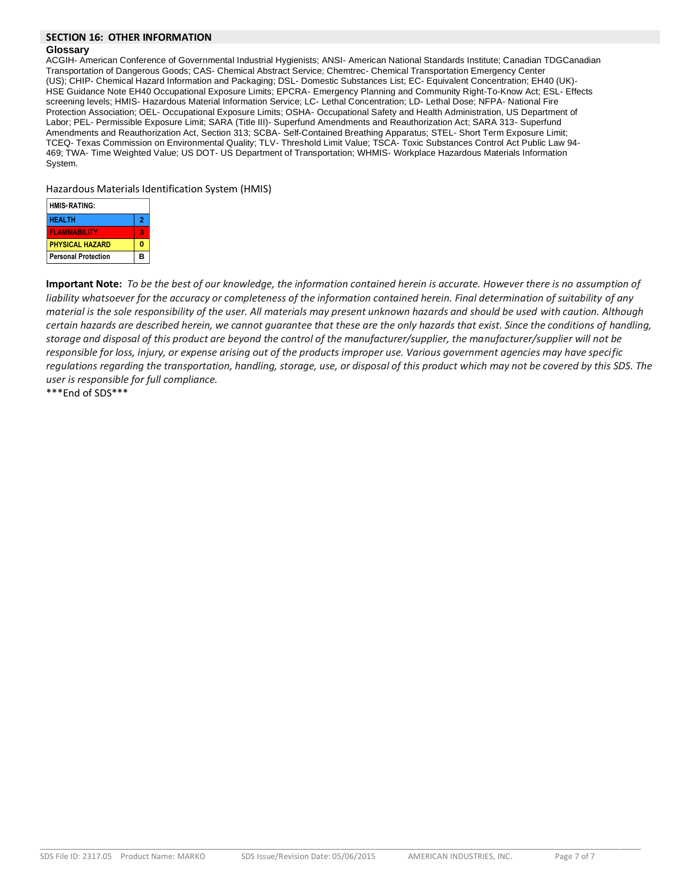## SECTION 16: OTHER INFORMATION

### Glossary

ACGIH- American Conference of Governmental Industrial Hygienists; ANSI- American National Standards Institute; Canadian TDGCanadian Transportation of Dangerous Goods; CAS- Chemical Abstract Service; Chemtrec- Chemical Transportation Emergency Center (US); CHIP- Chemical Hazard Information and Packaging; DSL- Domestic Substances List; EC- Equivalent Concentration; EH40 (UK)- HSE Guidance Note EH40 Occupational Exposure Limits; EPCRA- Emergency Planning and Community Right-To-Know Act; ESL- Effects screening levels; HMIS- Hazardous Material Information Service; LC- Lethal Concentration; LD- Lethal Dose; NFPA- National Fire Protection Association; OEL- Occupational Exposure Limits; OSHA- Occupational Safety and Health Administration, US Department of Labor; PEL- Permissible Exposure Limit; SARA (Title III)- Superfund Amendments and Reauthorization Act; SARA 313- Superfund Amendments and Reauthorization Act, Section 313; SCBA- Self-Contained Breathing Apparatus; STEL- Short Term Exposure Limit; TCEQ- Texas Commission on Environmental Quality; TLV- Threshold Limit Value; TSCA- Toxic Substances Control Act Public Law 94-469; TWA- Time Weighted Value; US DOT- US Department of Transportation; WHMIS- Workplace Hazardous Materials Information System.

Hazardous Materials Identification System (HMIS)

| HMIS® RATING: | |
|---|---|
| HEALTH | 2 |
| FLAMMABILITY | 3 |
| PHYSICAL HAZARD | 0 |
| Personal Protection | B |

**Important Note:** *To be the best of our knowledge, the information contained herein is accurate. However there is no assumption of liability whatsoever for the accuracy or completeness of the information contained herein. Final determination of suitability of any material is the sole responsibility of the user. All materials may present unknown hazards and should be used with caution. Although certain hazards are described herein, we cannot guarantee that these are the only hazards that exist. Since the conditions of handling, storage and disposal of this product are beyond the control of the manufacturer/supplier, the manufacturer/supplier will not be responsible for loss, injury, or expense arising out of the products improper use. Various government agencies may have specific regulations regarding the transportation, handling, storage, use, or disposal of this product which may not be covered by this SDS. The user is responsible for full compliance.*

***End of SDS***